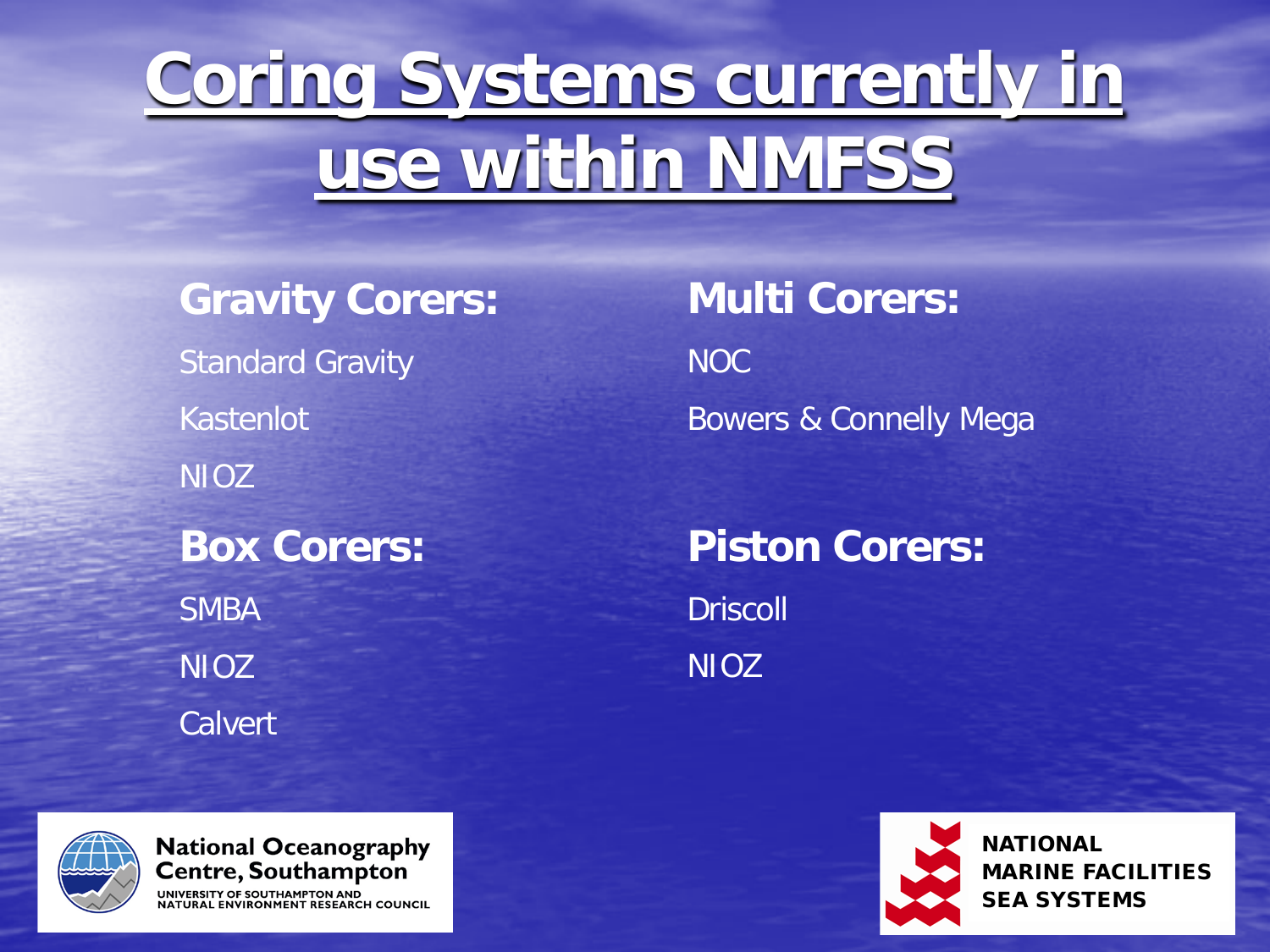# Coring Systems currently in use within NMFSS

**Gravity Corers:**

Standard Gravity

Kastenlot

NIOZ

**Box Corers:**

SMBA

NIOZ

Calvert

**Multi Corers:**

NOC

Bowers & Connelly Mega

**Piston Corers:**

Driscoll

NIOZ

National Oceanography Centre, Southampton
UNIVERSITY OF SOUTHAMPTON AND NATURAL ENVIRONMENT RESEARCH COUNCIL

NATIONAL MARINE FACILITIES SEA SYSTEMS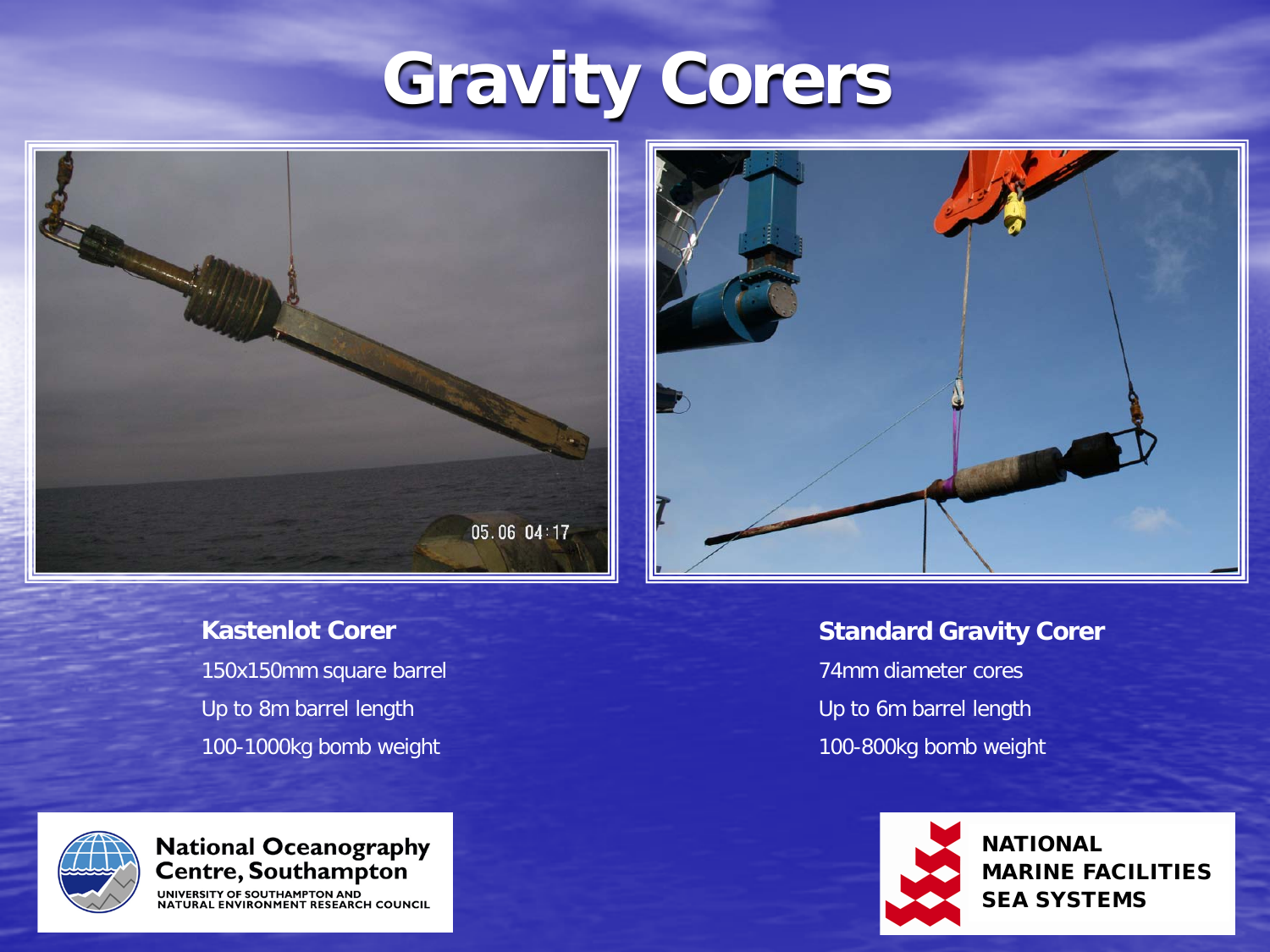# Gravity Corers

**Kastenlot Corer**

150x150mm square barrel

Up to 8m barrel length

100-1000kg bomb weight

**Standard Gravity Corer**

74mm diameter cores

Up to 6m barrel length

100-800kg bomb weight

National Oceanography Centre, Southampton
UNIVERSITY OF SOUTHAMPTON AND NATURAL ENVIRONMENT RESEARCH COUNCIL

NATIONAL MARINE FACILITIES SEA SYSTEMS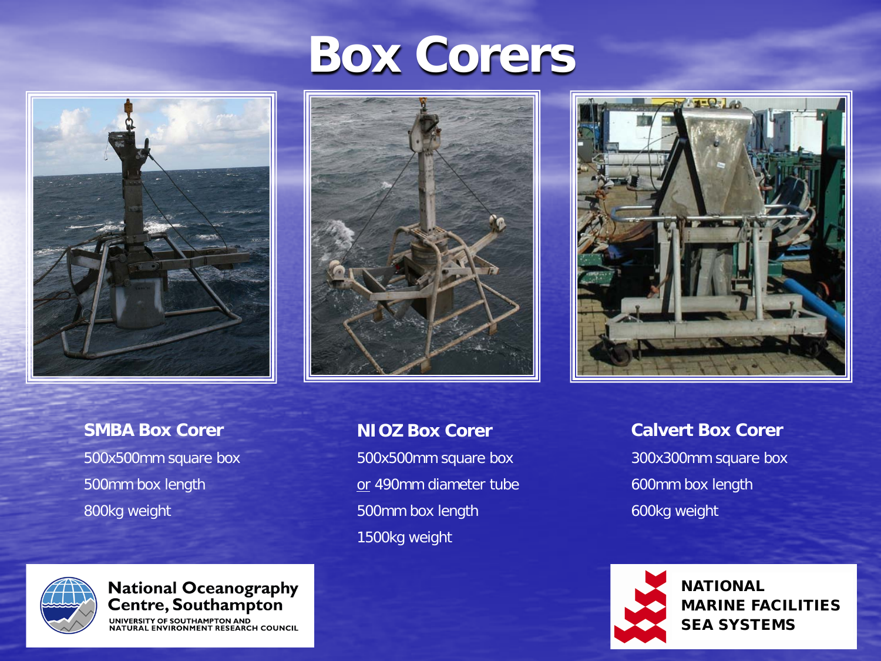# Box Corers

**SMBA Box Corer**

500x500mm square box

500mm box length

800kg weight

**NIOZ Box Corer**

500x500mm square box

or 490mm diameter tube

500mm box length

1500kg weight

**Calvert Box Corer**

300x300mm square box

600mm box length

600kg weight

National Oceanography Centre, Southampton
UNIVERSITY OF SOUTHAMPTON AND NATURAL ENVIRONMENT RESEARCH COUNCIL

NATIONAL MARINE FACILITIES SEA SYSTEMS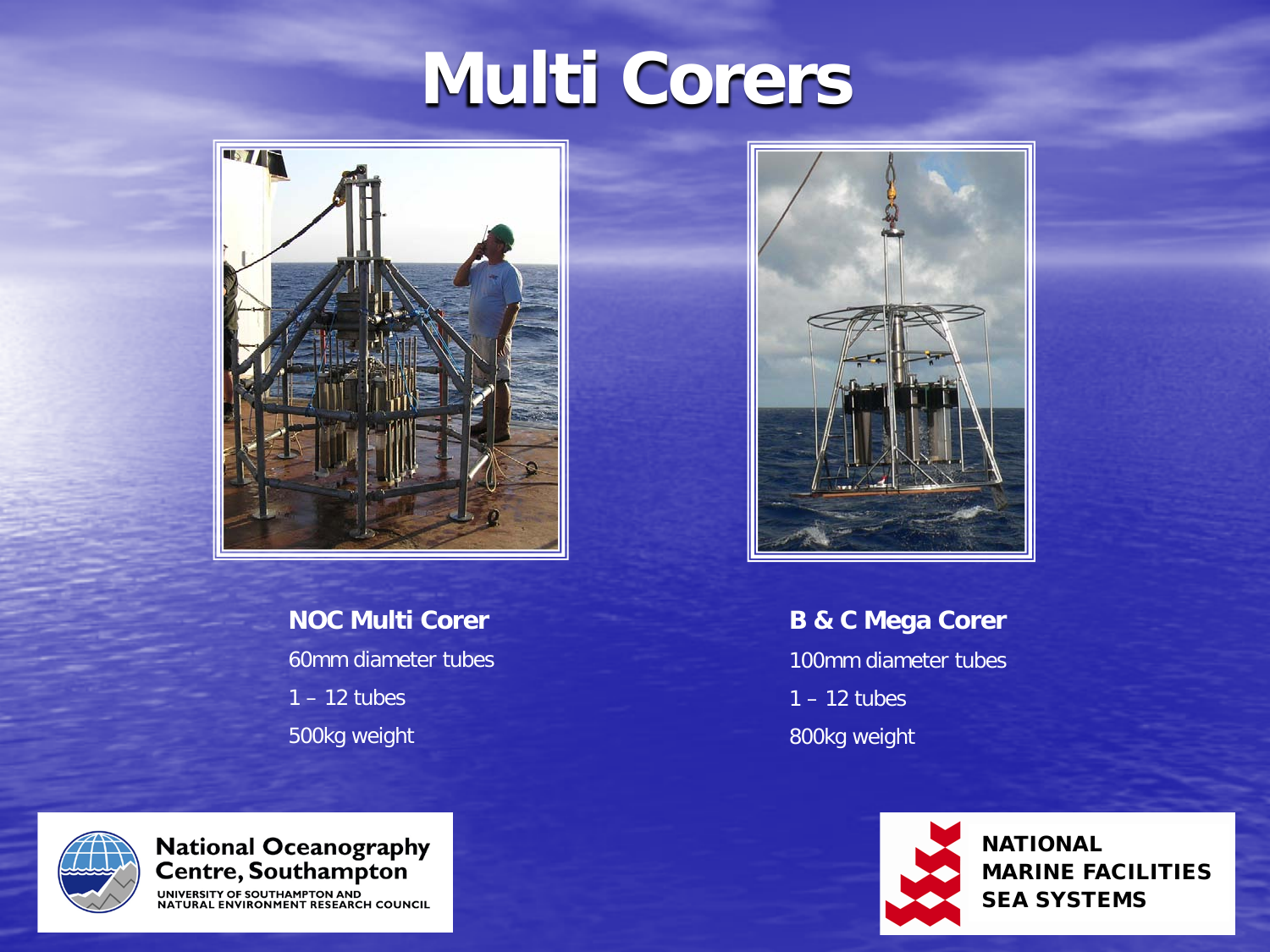# Multi Corers

**NOC Multi Corer**

60mm diameter tubes

1 – 12 tubes

500kg weight

**B & C Mega Corer**

100mm diameter tubes

1 – 12 tubes

800kg weight

National Oceanography Centre, Southampton

UNIVERSITY OF SOUTHAMPTON AND NATURAL ENVIRONMENT RESEARCH COUNCIL

NATIONAL MARINE FACILITIES SEA SYSTEMS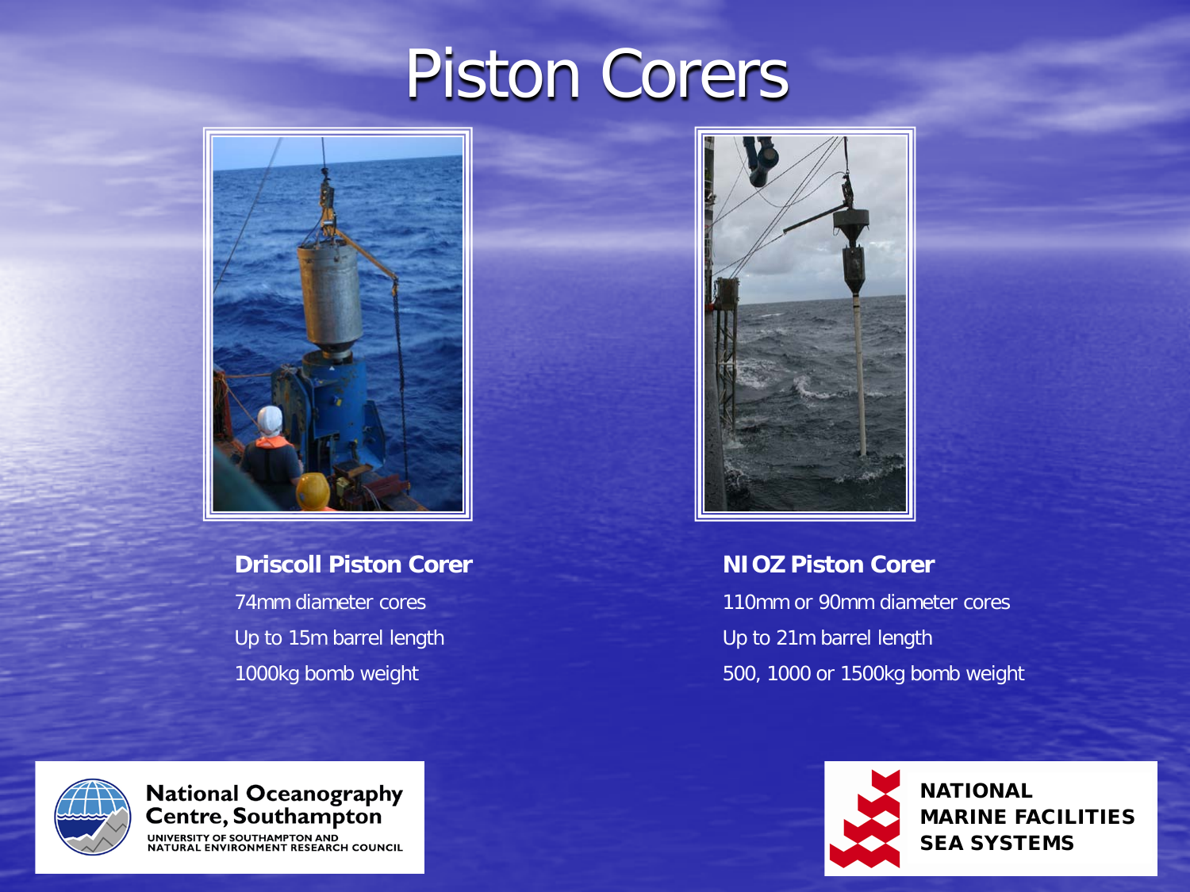# Piston Corers

**Driscoll Piston Corer**

74mm diameter cores

Up to 15m barrel length

1000kg bomb weight

**NIOZ Piston Corer**

110mm or 90mm diameter cores

Up to 21m barrel length

500, 1000 or 1500kg bomb weight

National Oceanography Centre, Southampton

UNIVERSITY OF SOUTHAMPTON AND NATURAL ENVIRONMENT RESEARCH COUNCIL

NATIONAL MARINE FACILITIES SEA SYSTEMS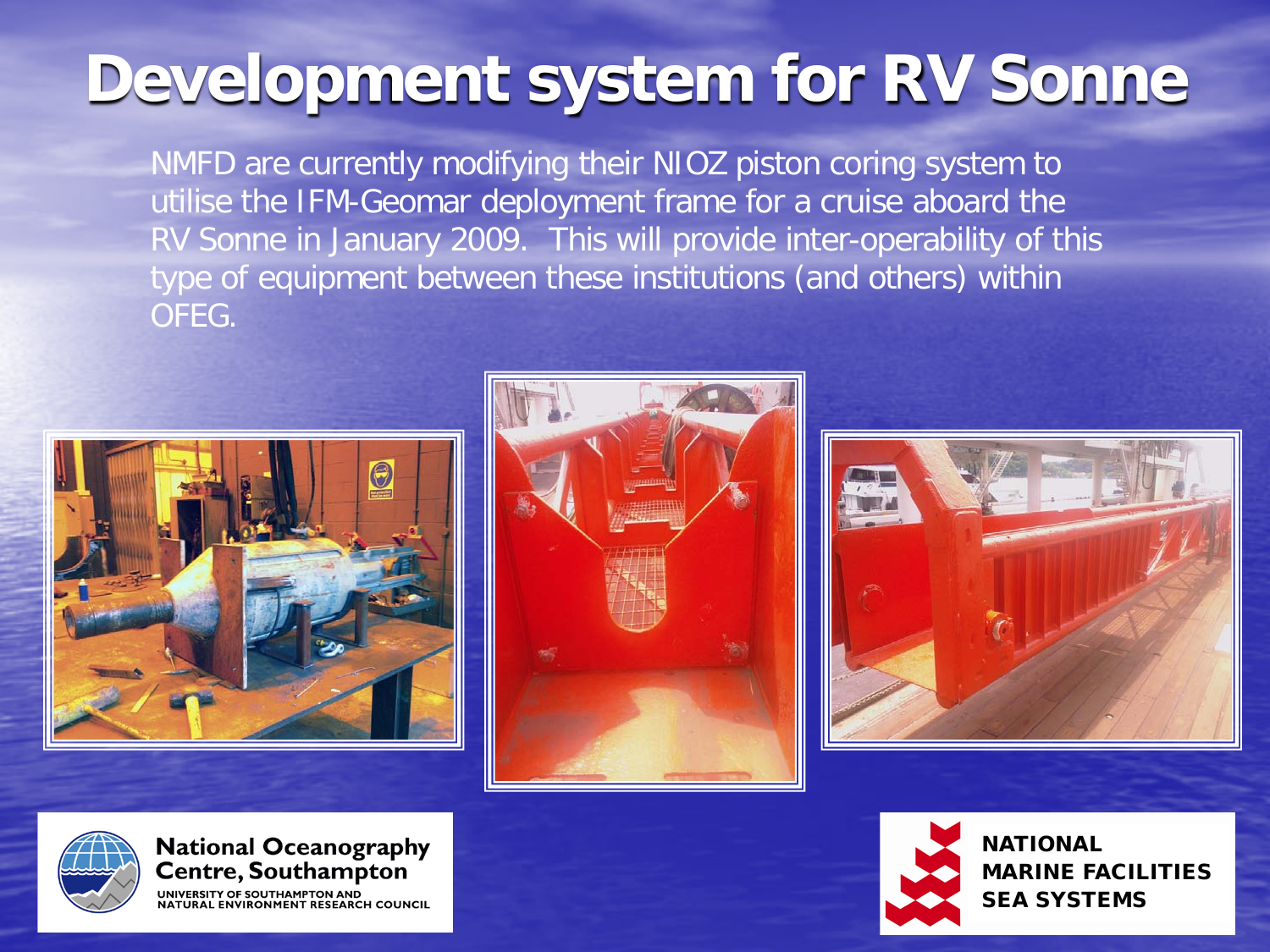# Development system for RV Sonne

NMFD are currently modifying their NIOZ piston coring system to utilise the IFM-Geomar deployment frame for a cruise aboard the RV Sonne in January 2009. This will provide inter-operability of this type of equipment between these institutions (and others) within OFEG.

**National Oceanography Centre, Southampton**
UNIVERSITY OF SOUTHAMPTON AND NATURAL ENVIRONMENT RESEARCH COUNCIL

**NATIONAL MARINE FACILITIES SEA SYSTEMS**